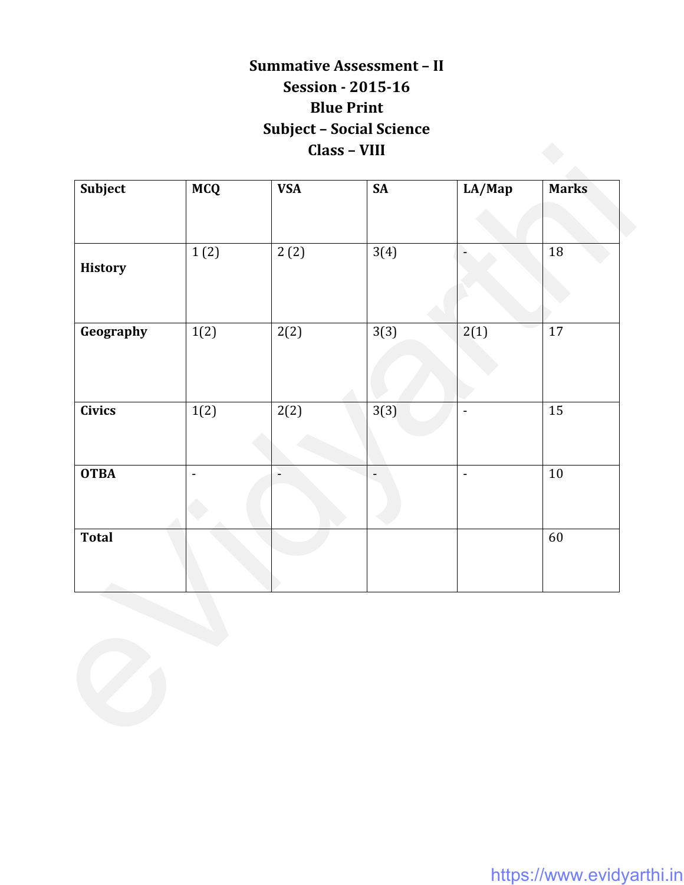**Summative Assessment – II**

**Session - 2015-16**

**Blue Print**

**Subject – Social Science**

**Class – VIII**

| Subject | MCQ | VSA | SA | LA/Map | Marks |
|---|---|---|---|---|---|
| **History** | 1 (2) | 2 (2) | 3(4) | - | 18 |
| **Geography** | 1(2) | 2(2) | 3(3) | 2(1) | 17 |
| **Civics** | 1(2) | 2(2) | 3(3) | - | 15 |
| **OTBA** | - | - | - | - | 10 |
| **Total** | | | | | 60 |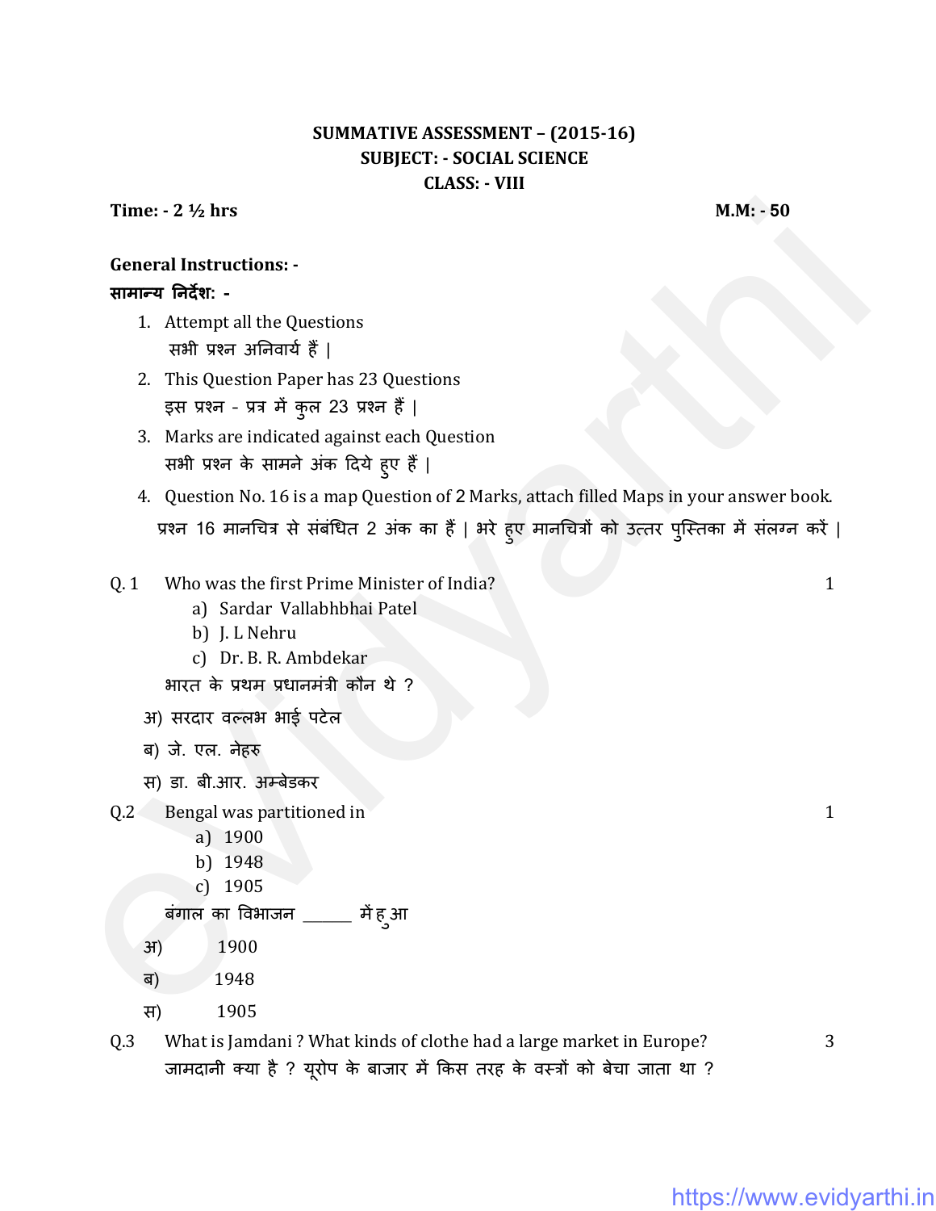**SUMMATIVE ASSESSMENT – (2015-16)**
**SUBJECT: - SOCIAL SCIENCE**
**CLASS: - VIII**

**Time: - 2 ½ hrs** **M.M: - 50**

**General Instructions: -**
**सामान्य निर्देश: -**

1. Attempt all the Questions
   सभी प्रश्न अनिवार्य हैं |
2. This Question Paper has 23 Questions
   इस प्रश्न - प्रत्र में कुल 23 प्रश्न हैं |
3. Marks are indicated against each Question
   सभी प्रश्न के सामने अंक दिये हुए हैं |
4. Question No. 16 is a map Question of 2 Marks, attach filled Maps in your answer book.
   प्रश्न 16 मानचित्र से संबंधित 2 अंक का हैं | भरे हुए मानचित्रों को उत्तर पुस्तिका में संलग्न करें |

Q. 1 Who was the first Prime Minister of India? 1

a) Sardar Vallabhbhai Patel
b) J. L Nehru
c) Dr. B. R. Ambdekar

भारत के प्रथम प्रधानमंत्री कौन थे ?

अ) सरदार वल्लभ भाई पटेल
ब) जे. एल. नेहरु
स) डा. बी.आर. अम्बेडकर

Q.2 Bengal was partitioned in 1

a) 1900
b) 1948
c) 1905

बंगाल का विभाजन ______ में हुआ

अ) 1900
ब) 1948
स) 1905

Q.3 What is Jamdani ? What kinds of clothe had a large market in Europe? 3

जामदानी क्या है ? यूरोप के बाजार में किस तरह के वस्त्रों को बेचा जाता था ?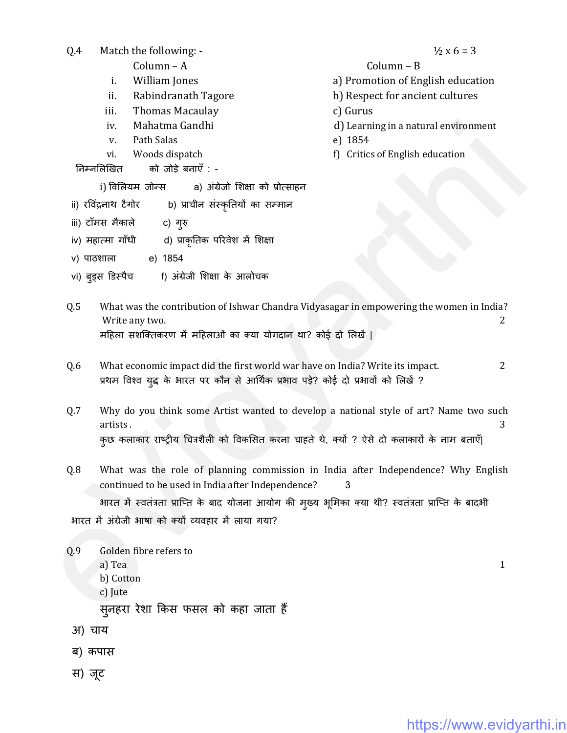Q.4 Match the following: - ½ x 6 = 3

| | Column – A | Column – B |
|---|---|---|
| i. | William Jones | a) Promotion of English education |
| ii. | Rabindranath Tagore | b) Respect for ancient cultures |
| iii. | Thomas Macaulay | c) Gurus |
| iv. | Mahatma Gandhi | d) Learning in a natural environment |
| v. | Path Salas | e) 1854 |
| vi. | Woods dispatch | f) Critics of English education |

निम्नलिखित को जोड़े बनाएँ : -

| | |
|---|---|
| i) विलियम जोन्स | a) अंग्रेजो शिक्षा को प्रोत्साहन |
| ii) रविंद्रनाथ टैगोर | b) प्राचीन संस्कृतियों का सम्मान |
| iii) टॉमस मैकाले | c) गुरु |
| iv) महात्मा गाँधी | d) प्राकृतिक परिवेश में शिक्षा |
| v) पाठशाला | e) 1854 |
| vi) वुड्स डिस्पैच | f) अंग्रेजी शिक्षा के आलोचक |

Q.5 What was the contribution of Ishwar Chandra Vidyasagar in empowering the women in India? Write any two. 2

महिला सशक्तिकरण में महिलाओं का क्या योगदान था? कोई दो लिखें |

Q.6 What economic impact did the first world war have on India? Write its impact. 2

प्रथम विश्व युद्ध के भारत पर कौन से आर्थिक प्रभाव पड़े? कोई दो प्रभावों को लिखें ?

Q.7 Why do you think some Artist wanted to develop a national style of art? Name two such artists . 3

कुछ कलाकार राष्ट्रीय चित्रशैली को विकसित करना चाहते थे, क्यों ? ऐसे दो कलाकारों के नाम बताएँ|

Q.8 What was the role of planning commission in India after Independence? Why English continued to be used in India after Independence? 3

भारत में स्वतंत्रता प्राप्ति के बाद योजना आयोग की मुख्य भूमिका क्या थी? स्वतंत्रता प्राप्ति के बादभी भारत में अंग्रेजी भाषा को क्यों व्यवहार में लाया गया?

Q.9 Golden fibre refers to 1

a) Tea

b) Cotton

c) Jute

सुनहरा रेशा किस फसल को कहा जाता हैं

अ) चाय

ब) कपास

स) जूट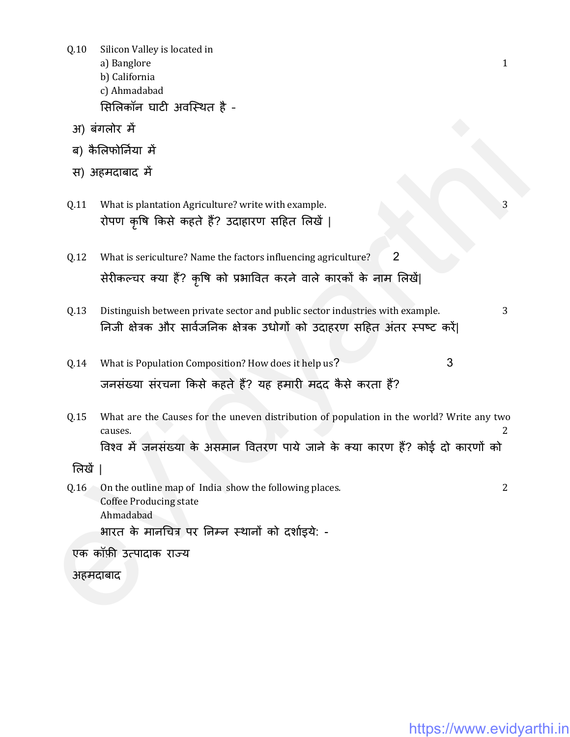Q.10 Silicon Valley is located in (1)

a) Banglore
b) California
c) Ahmadabad

सिलिकॉन घाटी अवस्थित है -

अ) बंगलोर में
ब) कैलिफोर्निया में
स) अहमदाबाद में

Q.11 What is plantation Agriculture? write with example. (3)

रोपण कृषि किसे कहते हैं? उदाहारण सहित लिखें |

Q.12 What is sericulture? Name the factors influencing agriculture? (2)

सेरीकल्चर क्या हैं? कृषि को प्रभावित करने वाले कारकों के नाम लिखें|

Q.13 Distinguish between private sector and public sector industries with example. (3)

निजी क्षेत्रक और सार्वजनिक क्षेत्रक उधोगों को उदाहरण सहित अंतर स्पष्ट करें|

Q.14 What is Population Composition? How does it help us? (3)

जनसंख्या संरचना किसे कहते हैं? यह हमारी मदद कैसे करता हैं?

Q.15 What are the Causes for the uneven distribution of population in the world? Write any two causes. (2)

विश्व में जनसंख्या के असमान वितरण पाये जाने के क्या कारण हैं? कोई दो कारणों को लिखें |

Q.16 On the outline map of India show the following places. (2)

Coffee Producing state
Ahmadabad

भारत के मानचित्र पर निम्न स्थानों को दर्शाइये: -

एक कॉफ़ी उत्पादाक राज्य
अहमदाबाद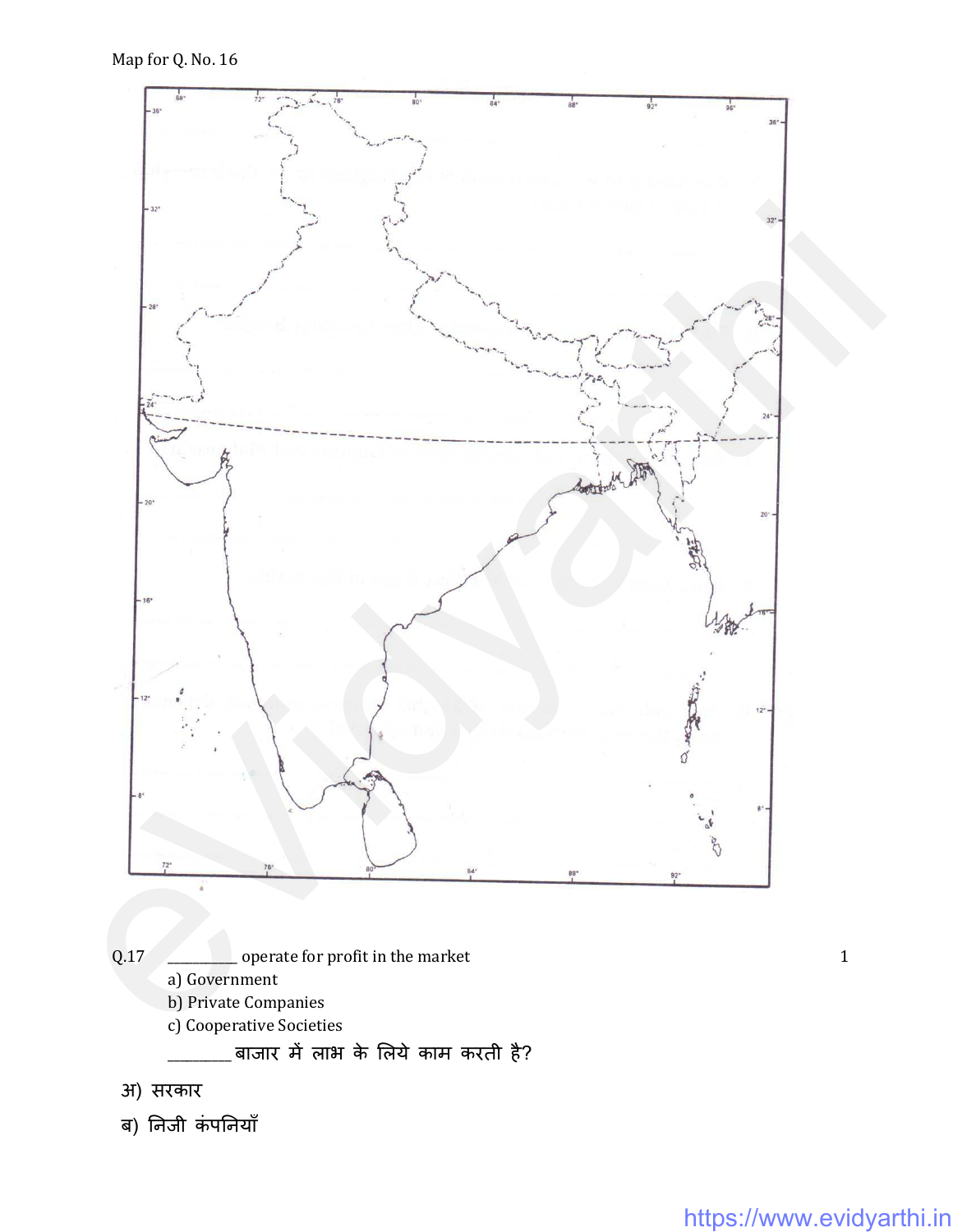Map for Q. No. 16

Q.17 __________ operate for profit in the market 1

a) Government

b) Private Companies

c) Cooperative Societies

________ बाजार में लाभ के लिये काम करती है?

अ) सरकार

ब) निजी कंपनियाँ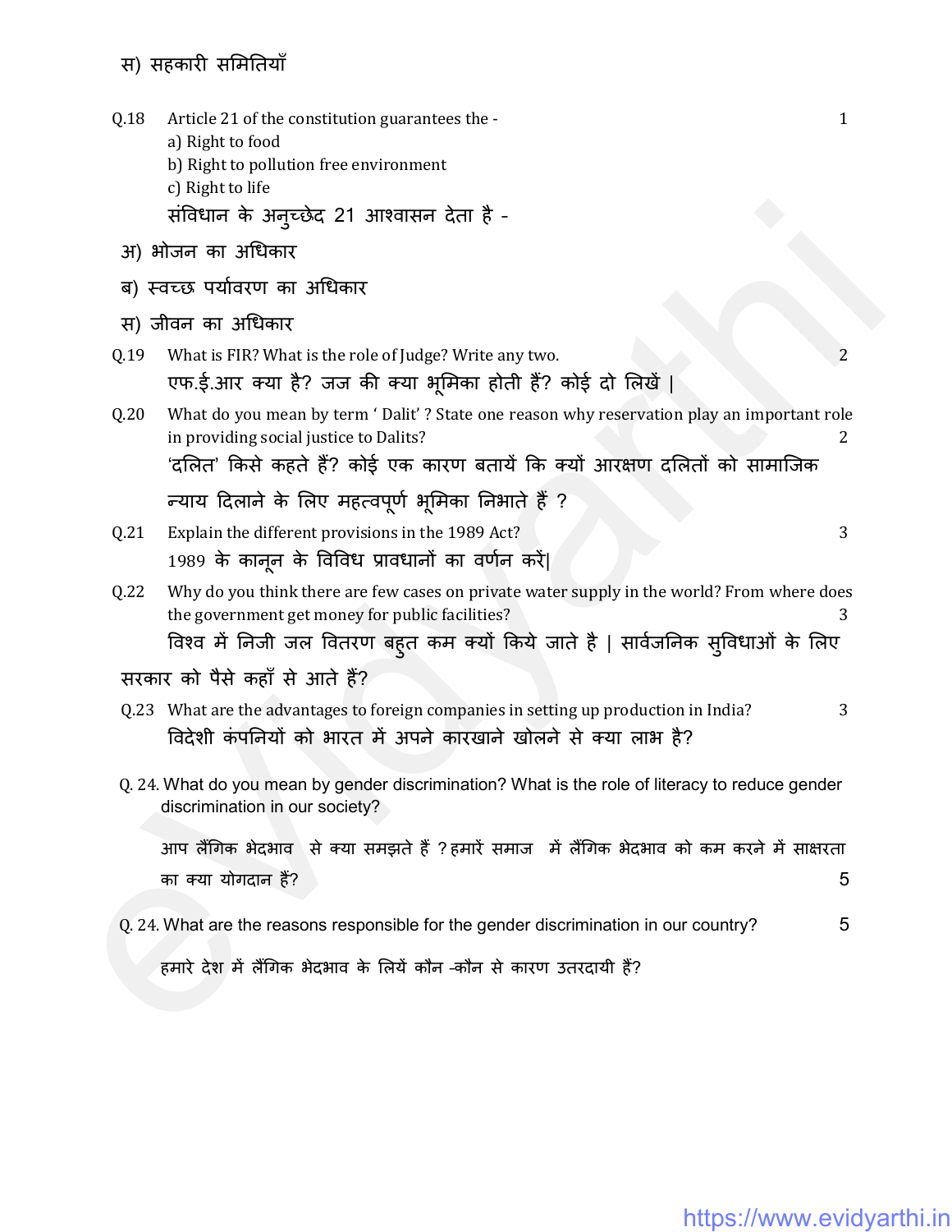स) सहकारी समितियाँ

Q.18 Article 21 of the constitution guarantees the - 1

a) Right to food

b) Right to pollution free environment

c) Right to life

संविधान के अनुच्छेद 21 आश्वासन देता है -

अ) भोजन का अधिकार

ब) स्वच्छ पर्यावरण का अधिकार

स) जीवन का अधिकार

Q.19 What is FIR? What is the role of Judge? Write any two. 2

एफ.ई.आर क्या है? जज की क्या भूमिका होती हैं? कोई दो लिखें |

Q.20 What do you mean by term ' Dalit' ? State one reason why reservation play an important role in providing social justice to Dalits? 2

'दलित' किसे कहते हैं? कोई एक कारण बतायें कि क्यों आरक्षण दलितों को सामाजिक न्याय दिलाने के लिए महत्वपूर्ण भूमिका निभाते हैं ?

Q.21 Explain the different provisions in the 1989 Act? 3

1989 के कानून के विविध प्रावधानों का वर्णन करें|

Q.22 Why do you think there are few cases on private water supply in the world? From where does the government get money for public facilities? 3

विश्व में निजी जल वितरण बहुत कम क्यों किये जाते है | सार्वजनिक सुविधाओं के लिए सरकार को पैसे कहाँ से आते हैं?

Q.23 What are the advantages to foreign companies in setting up production in India? 3

विदेशी कंपनियों को भारत में अपने कारखाने खोलने से क्या लाभ है?

Q. 24. What do you mean by gender discrimination? What is the role of literacy to reduce gender discrimination in our society?

आप लैंगिक भेदभाव से क्या समझते हैं ? हमारें समाज में लैंगिक भेदभाव को कम करने में साक्षरता का क्या योगदान हैं? 5

Q. 24. What are the reasons responsible for the gender discrimination in our country? 5

हमारे देश में लैंगिक भेदभाव के लियें कौन -कौन से कारण उतरदायी हैं?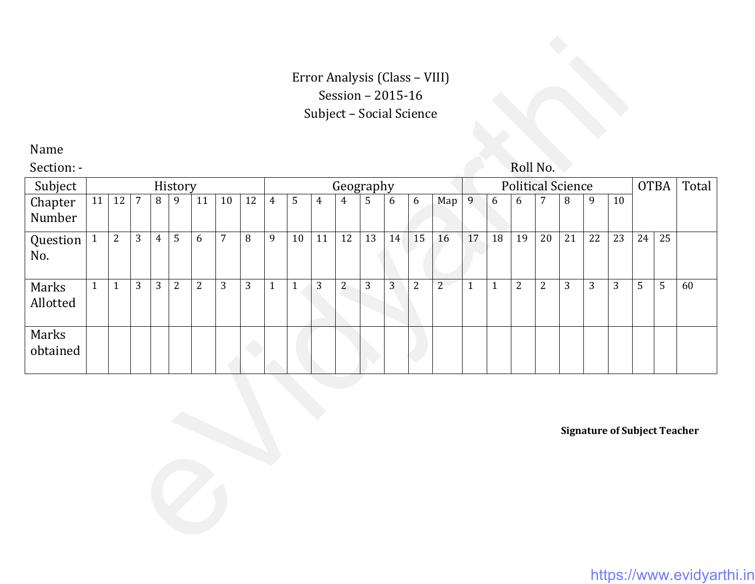Error Analysis (Class – VIII)
Session – 2015-16
Subject – Social Science

Name
Section: -                                                                 Roll No.

| Subject | History | | | | | | | | Geography | | | | | | | | Political Science | | | | | | | OTBA | | Total |
|---|---|---|---|---|---|---|---|---|---|---|---|---|---|---|---|---|---|---|---|---|---|---|---|---|---|---|
| Chapter Number | 11 | 12 | 7 | 8 | 9 | 11 | 10 | 12 | 4 | 5 | 4 | 4 | 5 | 6 | 6 | Map | 9 | 6 | 6 | 7 | 8 | 9 | 10 | | | |
| Question No. | 1 | 2 | 3 | 4 | 5 | 6 | 7 | 8 | 9 | 10 | 11 | 12 | 13 | 14 | 15 | 16 | 17 | 18 | 19 | 20 | 21 | 22 | 23 | 24 | 25 | |
| Marks Allotted | 1 | 1 | 3 | 3 | 2 | 2 | 3 | 3 | 1 | 1 | 3 | 2 | 3 | 3 | 2 | 2 | 1 | 1 | 2 | 2 | 3 | 3 | 3 | 5 | 5 | 60 |
| Marks obtained | | | | | | | | | | | | | | | | | | | | | | | | | | |

**Signature of Subject Teacher**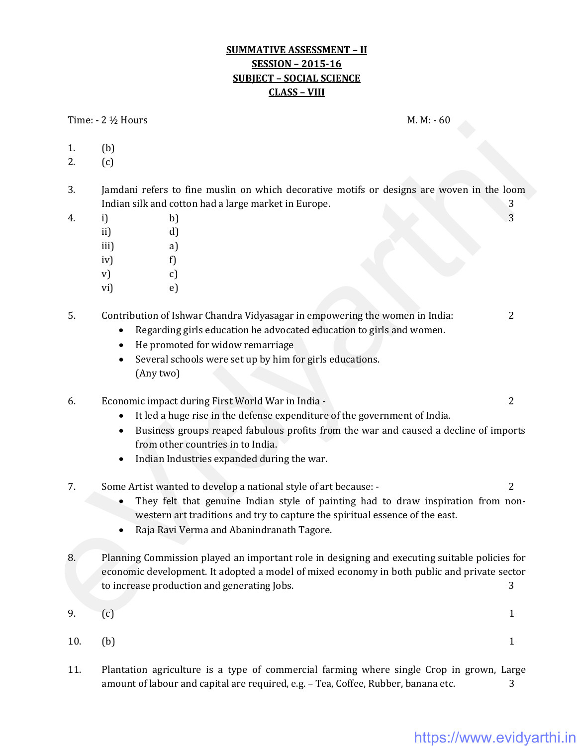**SUMMATIVE ASSESSMENT – II**
**SESSION – 2015-16**
**SUBJECT – SOCIAL SCIENCE**
**CLASS – VIII**

Time: - 2 ½ Hours M. M: - 60

1. (b)
2. (c)

3. Jamdani refers to fine muslin on which decorative motifs or designs are woven in the loom Indian silk and cotton had a large market in Europe. 3

4. 3

| | |
|---|---|
| i) | b) |
| ii) | d) |
| iii) | a) |
| iv) | f) |
| v) | c) |
| vi) | e) |

5. Contribution of Ishwar Chandra Vidyasagar in empowering the women in India: 2
   - Regarding girls education he advocated education to girls and women.
   - He promoted for widow remarriage
   - Several schools were set up by him for girls educations.
     (Any two)

6. Economic impact during First World War in India - 2
   - It led a huge rise in the defense expenditure of the government of India.
   - Business groups reaped fabulous profits from the war and caused a decline of imports from other countries in to India.
   - Indian Industries expanded during the war.

7. Some Artist wanted to develop a national style of art because: - 2
   - They felt that genuine Indian style of painting had to draw inspiration from non-western art traditions and try to capture the spiritual essence of the east.
   - Raja Ravi Verma and Abanindranath Tagore.

8. Planning Commission played an important role in designing and executing suitable policies for economic development. It adopted a model of mixed economy in both public and private sector to increase production and generating Jobs. 3

9. (c) 1

10. (b) 1

11. Plantation agriculture is a type of commercial farming where single Crop in grown, Large amount of labour and capital are required, e.g. – Tea, Coffee, Rubber, banana etc. 3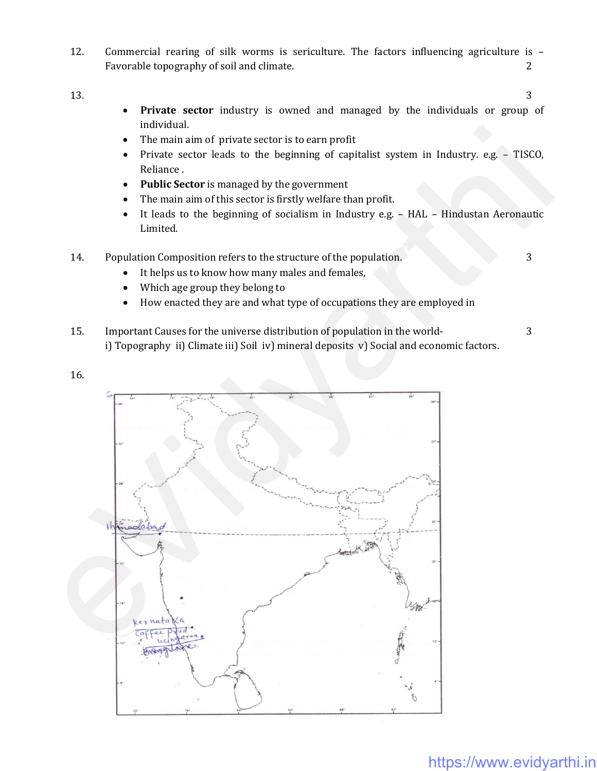12. Commercial rearing of silk worms is sericulture. The factors influencing agriculture is – Favorable topography of soil and climate. 2

13. 3

- **Private sector** industry is owned and managed by the individuals or group of individual.
- The main aim of private sector is to earn profit
- Private sector leads to the beginning of capitalist system in Industry. e.g. – TISCO, Reliance .
- **Public Sector** is managed by the government
- The main aim of this sector is firstly welfare than profit.
- It leads to the beginning of socialism in Industry e.g. – HAL – Hindustan Aeronautic Limited.

14. Population Composition refers to the structure of the population. 3

- It helps us to know how many males and females,
- Which age group they belong to
- How enacted they are and what type of occupations they are employed in

15. Important Causes for the universe distribution of population in the world- 3

i) Topography ii) Climate iii) Soil iv) mineral deposits v) Social and economic factors.

16.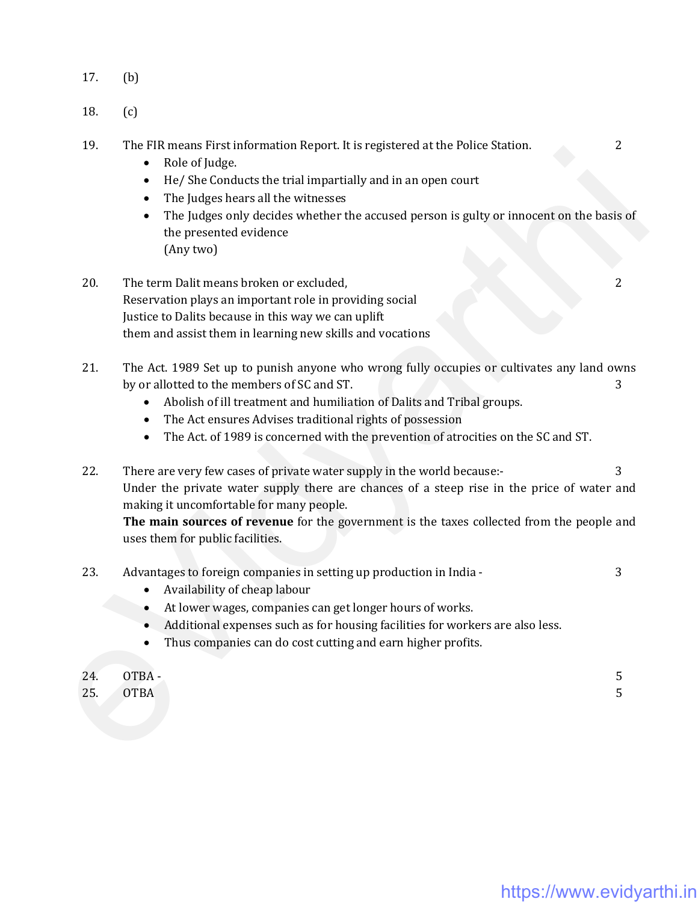17. (b)

18. (c)

19. The FIR means First information Report. It is registered at the Police Station. 2

    - Role of Judge.
    - He/ She Conducts the trial impartially and in an open court
    - The Judges hears all the witnesses
    - The Judges only decides whether the accused person is gulty or innocent on the basis of the presented evidence

    (Any two)

20. The term Dalit means broken or excluded, 2
    Reservation plays an important role in providing social
    Justice to Dalits because in this way we can uplift
    them and assist them in learning new skills and vocations

21. The Act. 1989 Set up to punish anyone who wrong fully occupies or cultivates any land owns by or allotted to the members of SC and ST. 3

    - Abolish of ill treatment and humiliation of Dalits and Tribal groups.
    - The Act ensures Advises traditional rights of possession
    - The Act. of 1989 is concerned with the prevention of atrocities on the SC and ST.

22. There are very few cases of private water supply in the world because:- 3
    Under the private water supply there are chances of a steep rise in the price of water and making it uncomfortable for many people.
    **The main sources of revenue** for the government is the taxes collected from the people and uses them for public facilities.

23. Advantages to foreign companies in setting up production in India - 3

    - Availability of cheap labour
    - At lower wages, companies can get longer hours of works.
    - Additional expenses such as for housing facilities for workers are also less.
    - Thus companies can do cost cutting and earn higher profits.

24. OTBA - 5
25. OTBA 5